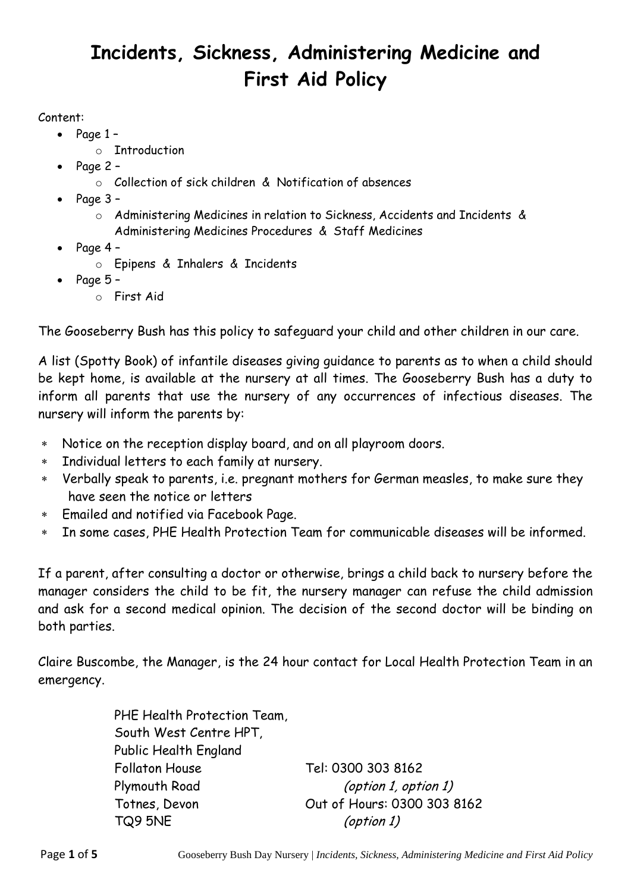# Incidents, Sickness, Administering Medicine and First Aid Policy

Content:

- Page 1 –
  - Introduction
- Page 2 –
  - Collection of sick children & Notification of absences
- Page 3 –
  - Administering Medicines in relation to Sickness, Accidents and Incidents & Administering Medicines Procedures & Staff Medicines
- Page 4 –
  - Epipens & Inhalers & Incidents
- Page 5 –
  - First Aid

The Gooseberry Bush has this policy to safeguard your child and other children in our care.

A list (Spotty Book) of infantile diseases giving guidance to parents as to when a child should be kept home, is available at the nursery at all times. The Gooseberry Bush has a duty to inform all parents that use the nursery of any occurrences of infectious diseases. The nursery will inform the parents by:

- Notice on the reception display board, and on all playroom doors.
- Individual letters to each family at nursery.
- Verbally speak to parents, i.e. pregnant mothers for German measles, to make sure they have seen the notice or letters
- Emailed and notified via Facebook Page.
- In some cases, PHE Health Protection Team for communicable diseases will be informed.

If a parent, after consulting a doctor or otherwise, brings a child back to nursery before the manager considers the child to be fit, the nursery manager can refuse the child admission and ask for a second medical opinion. The decision of the second doctor will be binding on both parties.

Claire Buscombe, the Manager, is the 24 hour contact for Local Health Protection Team in an emergency.

PHE Health Protection Team,
South West Centre HPT,
Public Health England
Follaton House
Plymouth Road
Totnes, Devon
TQ9 5NE

Tel: 0300 303 8162
*(option 1, option 1)*
Out of Hours: 0300 303 8162
*(option 1)*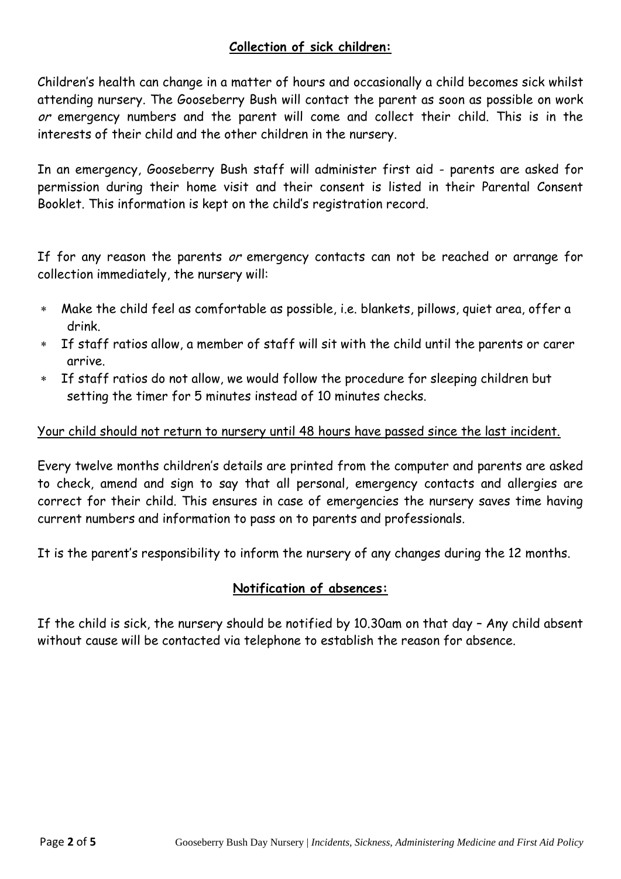## **Collection of sick children:**

Children's health can change in a matter of hours and occasionally a child becomes sick whilst attending nursery. The Gooseberry Bush will contact the parent as soon as possible on work *or* emergency numbers and the parent will come and collect their child. This is in the interests of their child and the other children in the nursery.

In an emergency, Gooseberry Bush staff will administer first aid - parents are asked for permission during their home visit and their consent is listed in their Parental Consent Booklet. This information is kept on the child's registration record.

If for any reason the parents *or* emergency contacts can not be reached or arrange for collection immediately, the nursery will:

- Make the child feel as comfortable as possible, i.e. blankets, pillows, quiet area, offer a drink.
- If staff ratios allow, a member of staff will sit with the child until the parents or carer arrive.
- If staff ratios do not allow, we would follow the procedure for sleeping children but setting the timer for 5 minutes instead of 10 minutes checks.

<u>Your child should not return to nursery until 48 hours have passed since the last incident.</u>

Every twelve months children's details are printed from the computer and parents are asked to check, amend and sign to say that all personal, emergency contacts and allergies are correct for their child. This ensures in case of emergencies the nursery saves time having current numbers and information to pass on to parents and professionals.

It is the parent's responsibility to inform the nursery of any changes during the 12 months.

## **Notification of absences:**

If the child is sick, the nursery should be notified by 10.30am on that day – Any child absent without cause will be contacted via telephone to establish the reason for absence.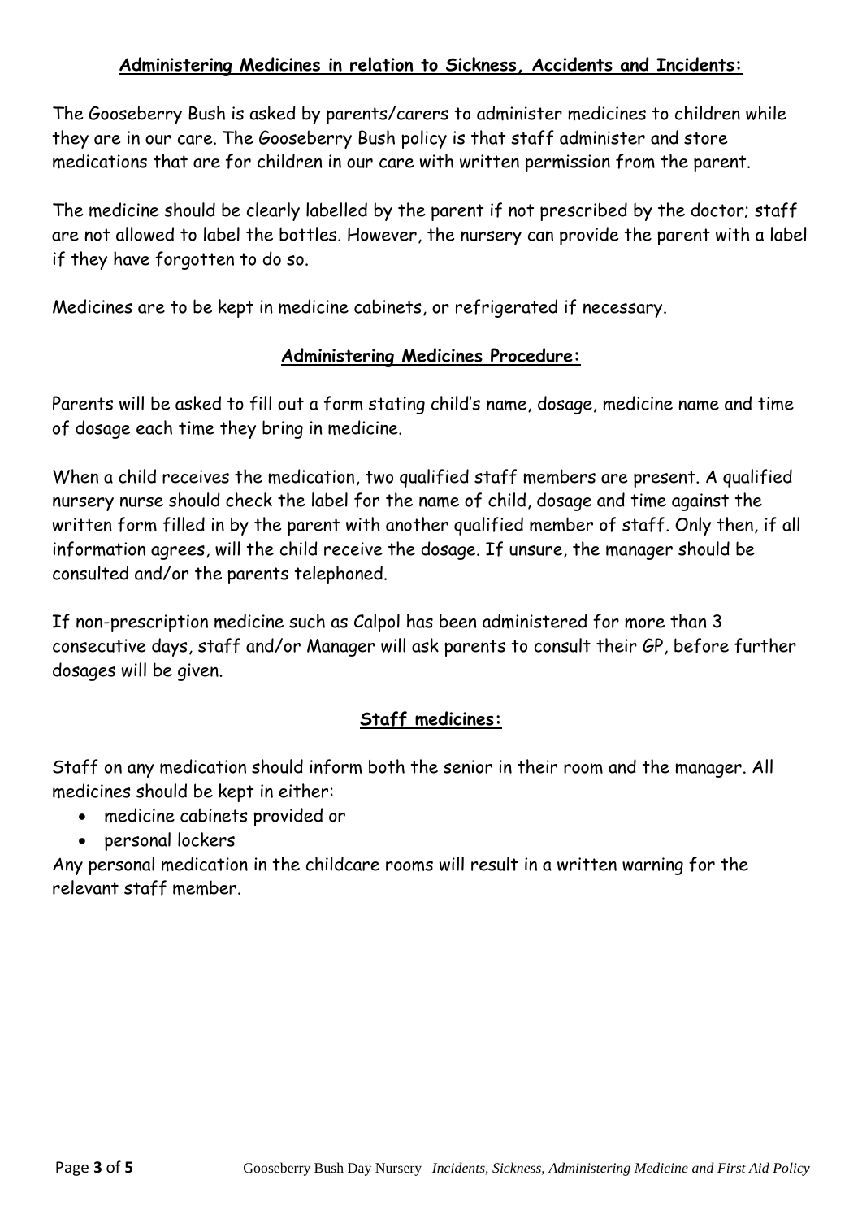## Administering Medicines in relation to Sickness, Accidents and Incidents:

The Gooseberry Bush is asked by parents/carers to administer medicines to children while they are in our care. The Gooseberry Bush policy is that staff administer and store medications that are for children in our care with written permission from the parent.

The medicine should be clearly labelled by the parent if not prescribed by the doctor; staff are not allowed to label the bottles. However, the nursery can provide the parent with a label if they have forgotten to do so.

Medicines are to be kept in medicine cabinets, or refrigerated if necessary.

## Administering Medicines Procedure:

Parents will be asked to fill out a form stating child's name, dosage, medicine name and time of dosage each time they bring in medicine.

When a child receives the medication, two qualified staff members are present. A qualified nursery nurse should check the label for the name of child, dosage and time against the written form filled in by the parent with another qualified member of staff. Only then, if all information agrees, will the child receive the dosage. If unsure, the manager should be consulted and/or the parents telephoned.

If non-prescription medicine such as Calpol has been administered for more than 3 consecutive days, staff and/or Manager will ask parents to consult their GP, before further dosages will be given.

## Staff medicines:

Staff on any medication should inform both the senior in their room and the manager. All medicines should be kept in either:

- medicine cabinets provided or
- personal lockers

Any personal medication in the childcare rooms will result in a written warning for the relevant staff member.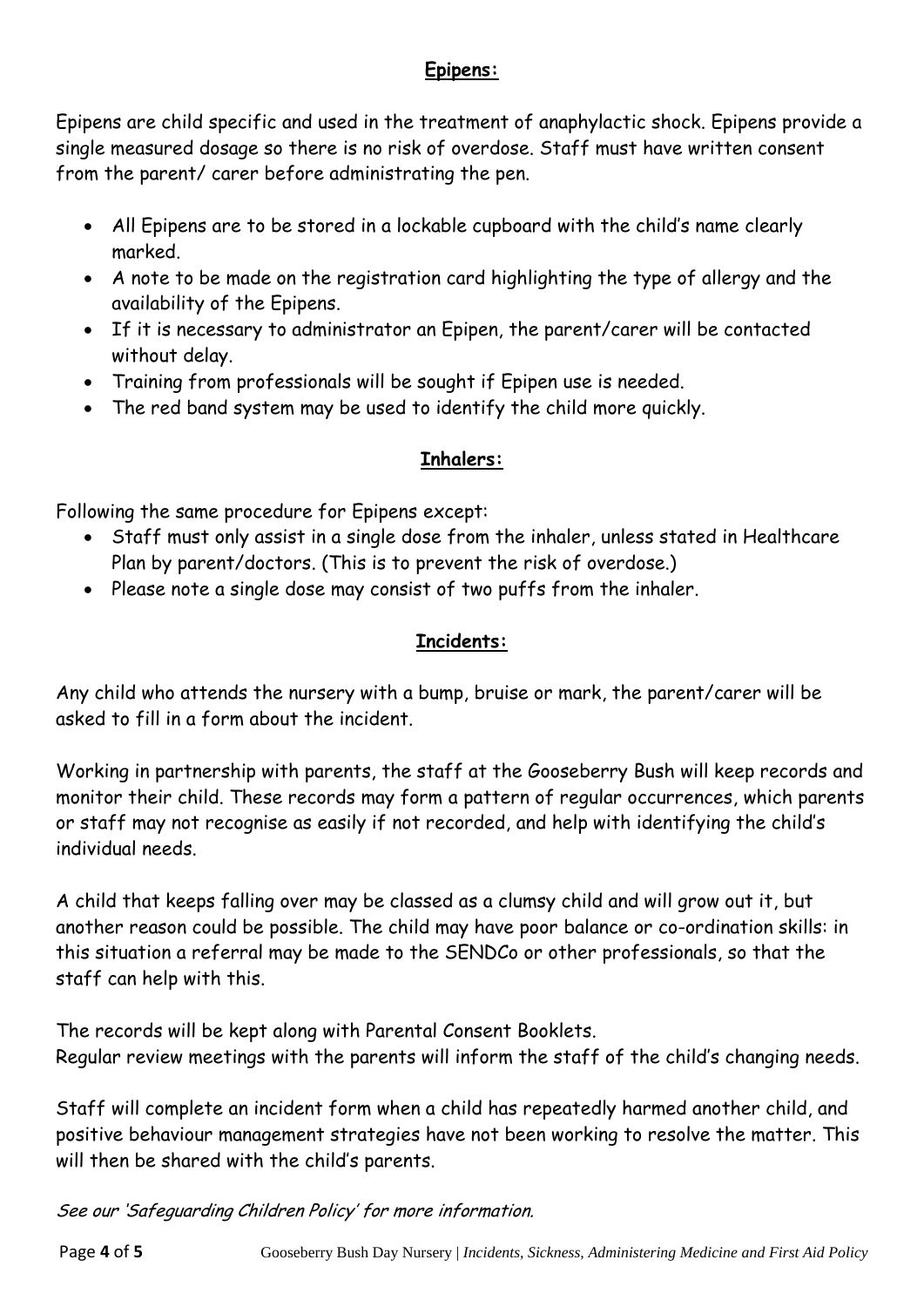## **Epipens:**

Epipens are child specific and used in the treatment of anaphylactic shock. Epipens provide a single measured dosage so there is no risk of overdose. Staff must have written consent from the parent/ carer before administrating the pen.

- All Epipens are to be stored in a lockable cupboard with the child's name clearly marked.
- A note to be made on the registration card highlighting the type of allergy and the availability of the Epipens.
- If it is necessary to administrator an Epipen, the parent/carer will be contacted without delay.
- Training from professionals will be sought if Epipen use is needed.
- The red band system may be used to identify the child more quickly.

## **Inhalers:**

Following the same procedure for Epipens except:

- Staff must only assist in a single dose from the inhaler, unless stated in Healthcare Plan by parent/doctors. (This is to prevent the risk of overdose.)
- Please note a single dose may consist of two puffs from the inhaler.

## **Incidents:**

Any child who attends the nursery with a bump, bruise or mark, the parent/carer will be asked to fill in a form about the incident.

Working in partnership with parents, the staff at the Gooseberry Bush will keep records and monitor their child. These records may form a pattern of regular occurrences, which parents or staff may not recognise as easily if not recorded, and help with identifying the child's individual needs.

A child that keeps falling over may be classed as a clumsy child and will grow out it, but another reason could be possible. The child may have poor balance or co-ordination skills: in this situation a referral may be made to the SENDCo or other professionals, so that the staff can help with this.

The records will be kept along with Parental Consent Booklets.
Regular review meetings with the parents will inform the staff of the child's changing needs.

Staff will complete an incident form when a child has repeatedly harmed another child, and positive behaviour management strategies have not been working to resolve the matter. This will then be shared with the child's parents.

*See our 'Safeguarding Children Policy' for more information.*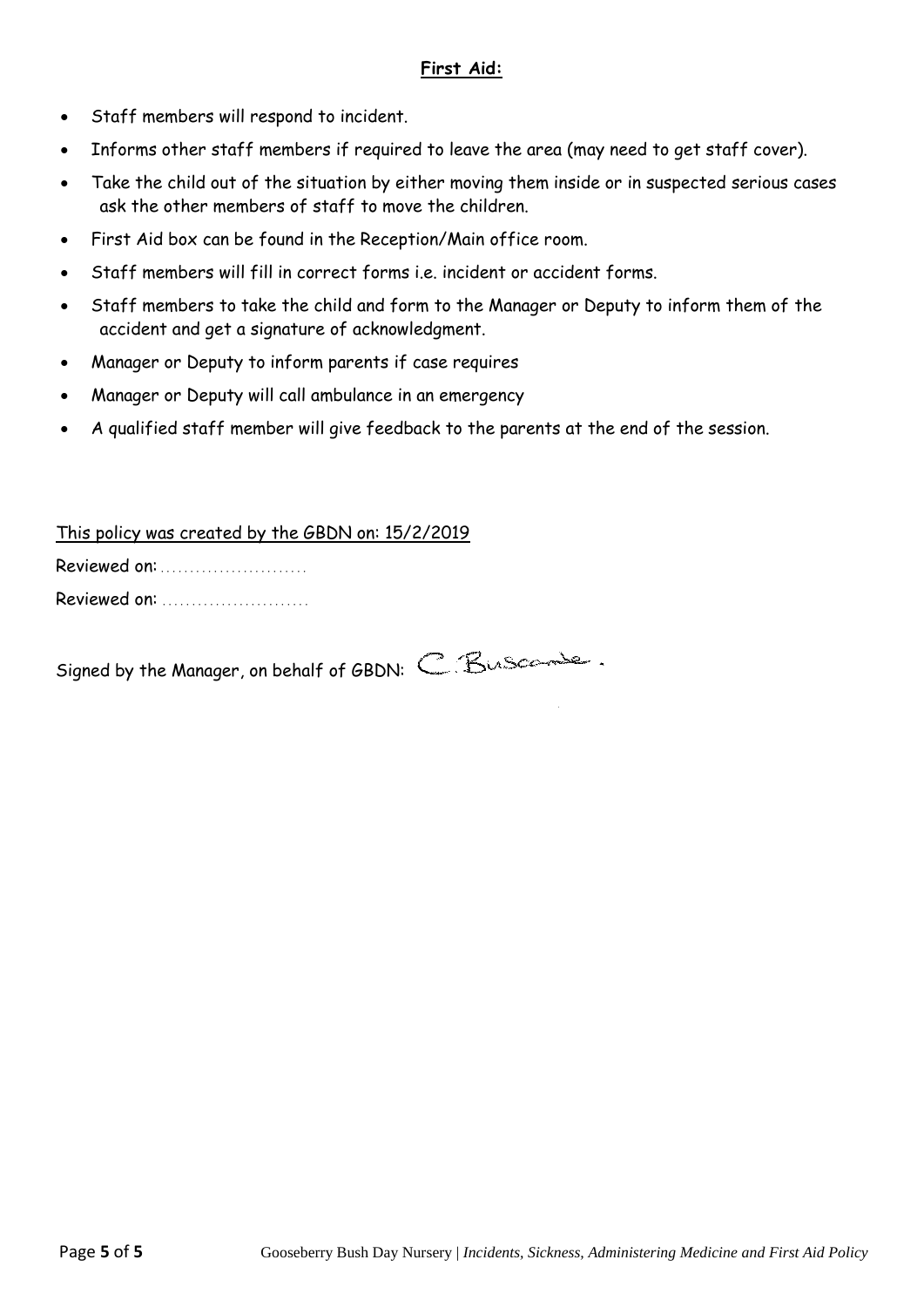## First Aid:

- Staff members will respond to incident.
- Informs other staff members if required to leave the area (may need to get staff cover).
- Take the child out of the situation by either moving them inside or in suspected serious cases ask the other members of staff to move the children.
- First Aid box can be found in the Reception/Main office room.
- Staff members will fill in correct forms i.e. incident or accident forms.
- Staff members to take the child and form to the Manager or Deputy to inform them of the accident and get a signature of acknowledgment.
- Manager or Deputy to inform parents if case requires
- Manager or Deputy will call ambulance in an emergency
- A qualified staff member will give feedback to the parents at the end of the session.

This policy was created by the GBDN on: 15/2/2019

Reviewed on: ..........................

Reviewed on: ..........................

Signed by the Manager, on behalf of GBDN: C. Buscombe.